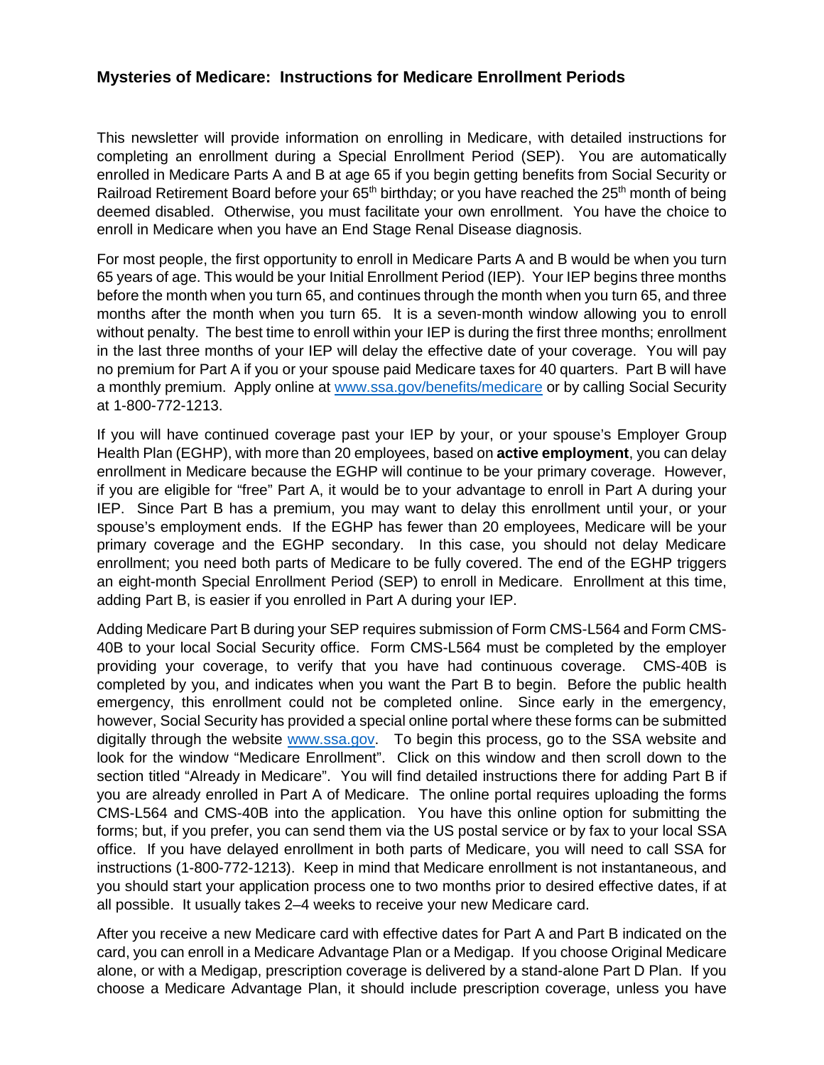## Mysteries of Medicare: Instructions for Medicare Enrollment Periods

This newsletter will provide information on enrolling in Medicare, with detailed instructions for completing an enrollment during a Special Enrollment Period (SEP). You are automatically enrolled in Medicare Parts A and B at age 65 if you begin getting benefits from Social Security or Railroad Retirement Board before your 65th birthday; or you have reached the 25th month of being deemed disabled. Otherwise, you must facilitate your own enrollment. You have the choice to enroll in Medicare when you have an End Stage Renal Disease diagnosis.

For most people, the first opportunity to enroll in Medicare Parts A and B would be when you turn 65 years of age. This would be your Initial Enrollment Period (IEP). Your IEP begins three months before the month when you turn 65, and continues through the month when you turn 65, and three months after the month when you turn 65. It is a seven-month window allowing you to enroll without penalty. The best time to enroll within your IEP is during the first three months; enrollment in the last three months of your IEP will delay the effective date of your coverage. You will pay no premium for Part A if you or your spouse paid Medicare taxes for 40 quarters. Part B will have a monthly premium. Apply online at www.ssa.gov/benefits/medicare or by calling Social Security at 1-800-772-1213.

If you will have continued coverage past your IEP by your, or your spouse's Employer Group Health Plan (EGHP), with more than 20 employees, based on **active employment**, you can delay enrollment in Medicare because the EGHP will continue to be your primary coverage. However, if you are eligible for "free" Part A, it would be to your advantage to enroll in Part A during your IEP. Since Part B has a premium, you may want to delay this enrollment until your, or your spouse's employment ends. If the EGHP has fewer than 20 employees, Medicare will be your primary coverage and the EGHP secondary. In this case, you should not delay Medicare enrollment; you need both parts of Medicare to be fully covered. The end of the EGHP triggers an eight-month Special Enrollment Period (SEP) to enroll in Medicare. Enrollment at this time, adding Part B, is easier if you enrolled in Part A during your IEP.

Adding Medicare Part B during your SEP requires submission of Form CMS-L564 and Form CMS-40B to your local Social Security office. Form CMS-L564 must be completed by the employer providing your coverage, to verify that you have had continuous coverage. CMS-40B is completed by you, and indicates when you want the Part B to begin. Before the public health emergency, this enrollment could not be completed online. Since early in the emergency, however, Social Security has provided a special online portal where these forms can be submitted digitally through the website www.ssa.gov. To begin this process, go to the SSA website and look for the window "Medicare Enrollment". Click on this window and then scroll down to the section titled "Already in Medicare". You will find detailed instructions there for adding Part B if you are already enrolled in Part A of Medicare. The online portal requires uploading the forms CMS-L564 and CMS-40B into the application. You have this online option for submitting the forms; but, if you prefer, you can send them via the US postal service or by fax to your local SSA office. If you have delayed enrollment in both parts of Medicare, you will need to call SSA for instructions (1-800-772-1213). Keep in mind that Medicare enrollment is not instantaneous, and you should start your application process one to two months prior to desired effective dates, if at all possible. It usually takes 2–4 weeks to receive your new Medicare card.

After you receive a new Medicare card with effective dates for Part A and Part B indicated on the card, you can enroll in a Medicare Advantage Plan or a Medigap. If you choose Original Medicare alone, or with a Medigap, prescription coverage is delivered by a stand-alone Part D Plan. If you choose a Medicare Advantage Plan, it should include prescription coverage, unless you have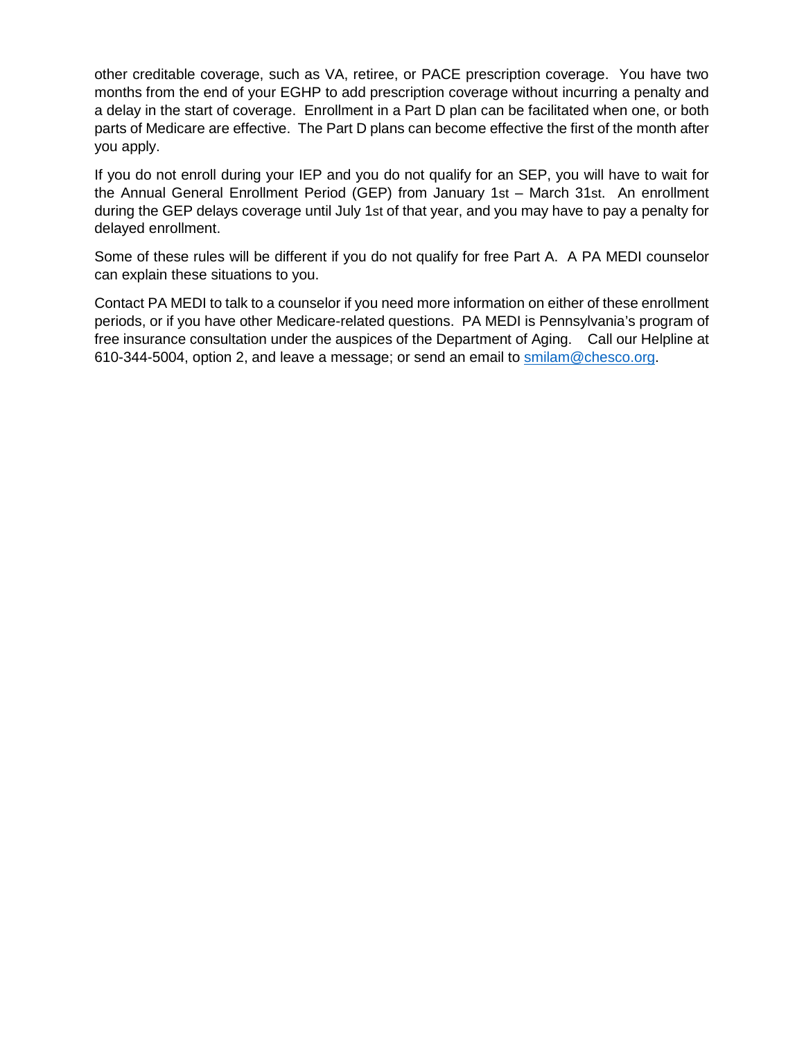other creditable coverage, such as VA, retiree, or PACE prescription coverage. You have two months from the end of your EGHP to add prescription coverage without incurring a penalty and a delay in the start of coverage. Enrollment in a Part D plan can be facilitated when one, or both parts of Medicare are effective. The Part D plans can become effective the first of the month after you apply.

If you do not enroll during your IEP and you do not qualify for an SEP, you will have to wait for the Annual General Enrollment Period (GEP) from January 1st – March 31st. An enrollment during the GEP delays coverage until July 1st of that year, and you may have to pay a penalty for delayed enrollment.

Some of these rules will be different if you do not qualify for free Part A. A PA MEDI counselor can explain these situations to you.

Contact PA MEDI to talk to a counselor if you need more information on either of these enrollment periods, or if you have other Medicare-related questions. PA MEDI is Pennsylvania's program of free insurance consultation under the auspices of the Department of Aging. Call our Helpline at 610-344-5004, option 2, and leave a message; or send an email to [smilam@chesco.org](mailto:smilam@chesco.org).